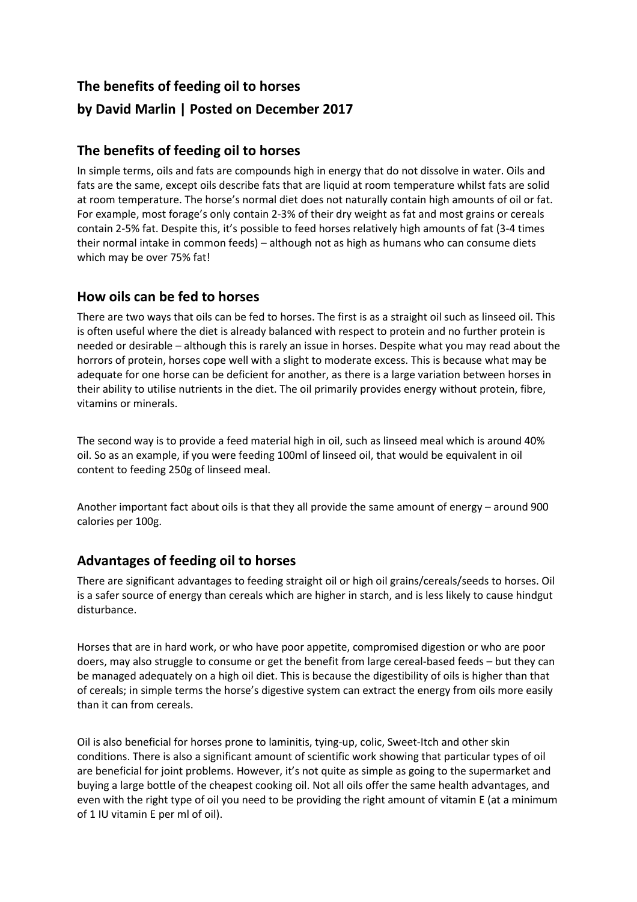## The benefits of feeding oil to horses
## by David Marlin | Posted on December 2017

### The benefits of feeding oil to horses

In simple terms, oils and fats are compounds high in energy that do not dissolve in water. Oils and fats are the same, except oils describe fats that are liquid at room temperature whilst fats are solid at room temperature. The horse's normal diet does not naturally contain high amounts of oil or fat. For example, most forage's only contain 2-3% of their dry weight as fat and most grains or cereals contain 2-5% fat. Despite this, it's possible to feed horses relatively high amounts of fat (3-4 times their normal intake in common feeds) – although not as high as humans who can consume diets which may be over 75% fat!

### How oils can be fed to horses

There are two ways that oils can be fed to horses. The first is as a straight oil such as linseed oil. This is often useful where the diet is already balanced with respect to protein and no further protein is needed or desirable – although this is rarely an issue in horses. Despite what you may read about the horrors of protein, horses cope well with a slight to moderate excess. This is because what may be adequate for one horse can be deficient for another, as there is a large variation between horses in their ability to utilise nutrients in the diet. The oil primarily provides energy without protein, fibre, vitamins or minerals.

The second way is to provide a feed material high in oil, such as linseed meal which is around 40% oil. So as an example, if you were feeding 100ml of linseed oil, that would be equivalent in oil content to feeding 250g of linseed meal.

Another important fact about oils is that they all provide the same amount of energy – around 900 calories per 100g.

### Advantages of feeding oil to horses

There are significant advantages to feeding straight oil or high oil grains/cereals/seeds to horses. Oil is a safer source of energy than cereals which are higher in starch, and is less likely to cause hindgut disturbance.

Horses that are in hard work, or who have poor appetite, compromised digestion or who are poor doers, may also struggle to consume or get the benefit from large cereal-based feeds – but they can be managed adequately on a high oil diet. This is because the digestibility of oils is higher than that of cereals; in simple terms the horse's digestive system can extract the energy from oils more easily than it can from cereals.

Oil is also beneficial for horses prone to laminitis, tying-up, colic, Sweet-Itch and other skin conditions. There is also a significant amount of scientific work showing that particular types of oil are beneficial for joint problems. However, it's not quite as simple as going to the supermarket and buying a large bottle of the cheapest cooking oil. Not all oils offer the same health advantages, and even with the right type of oil you need to be providing the right amount of vitamin E (at a minimum of 1 IU vitamin E per ml of oil).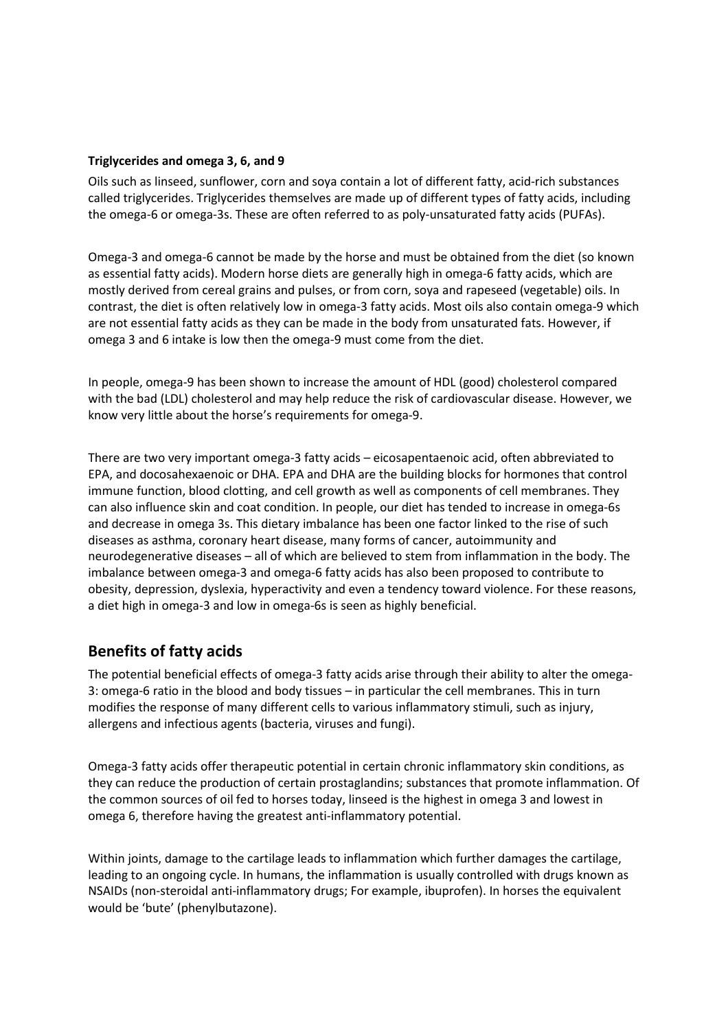**Triglycerides and omega 3, 6, and 9**

Oils such as linseed, sunflower, corn and soya contain a lot of different fatty, acid-rich substances called triglycerides. Triglycerides themselves are made up of different types of fatty acids, including the omega-6 or omega-3s. These are often referred to as poly-unsaturated fatty acids (PUFAs).

Omega-3 and omega-6 cannot be made by the horse and must be obtained from the diet (so known as essential fatty acids). Modern horse diets are generally high in omega-6 fatty acids, which are mostly derived from cereal grains and pulses, or from corn, soya and rapeseed (vegetable) oils. In contrast, the diet is often relatively low in omega-3 fatty acids. Most oils also contain omega-9 which are not essential fatty acids as they can be made in the body from unsaturated fats. However, if omega 3 and 6 intake is low then the omega-9 must come from the diet.

In people, omega-9 has been shown to increase the amount of HDL (good) cholesterol compared with the bad (LDL) cholesterol and may help reduce the risk of cardiovascular disease. However, we know very little about the horse's requirements for omega-9.

There are two very important omega-3 fatty acids – eicosapentaenoic acid, often abbreviated to EPA, and docosahexaenoic or DHA. EPA and DHA are the building blocks for hormones that control immune function, blood clotting, and cell growth as well as components of cell membranes. They can also influence skin and coat condition. In people, our diet has tended to increase in omega-6s and decrease in omega 3s. This dietary imbalance has been one factor linked to the rise of such diseases as asthma, coronary heart disease, many forms of cancer, autoimmunity and neurodegenerative diseases – all of which are believed to stem from inflammation in the body. The imbalance between omega-3 and omega-6 fatty acids has also been proposed to contribute to obesity, depression, dyslexia, hyperactivity and even a tendency toward violence. For these reasons, a diet high in omega-3 and low in omega-6s is seen as highly beneficial.

## Benefits of fatty acids

The potential beneficial effects of omega-3 fatty acids arise through their ability to alter the omega-3: omega-6 ratio in the blood and body tissues – in particular the cell membranes. This in turn modifies the response of many different cells to various inflammatory stimuli, such as injury, allergens and infectious agents (bacteria, viruses and fungi).

Omega-3 fatty acids offer therapeutic potential in certain chronic inflammatory skin conditions, as they can reduce the production of certain prostaglandins; substances that promote inflammation. Of the common sources of oil fed to horses today, linseed is the highest in omega 3 and lowest in omega 6, therefore having the greatest anti-inflammatory potential.

Within joints, damage to the cartilage leads to inflammation which further damages the cartilage, leading to an ongoing cycle. In humans, the inflammation is usually controlled with drugs known as NSAIDs (non-steroidal anti-inflammatory drugs; For example, ibuprofen). In horses the equivalent would be 'bute' (phenylbutazone).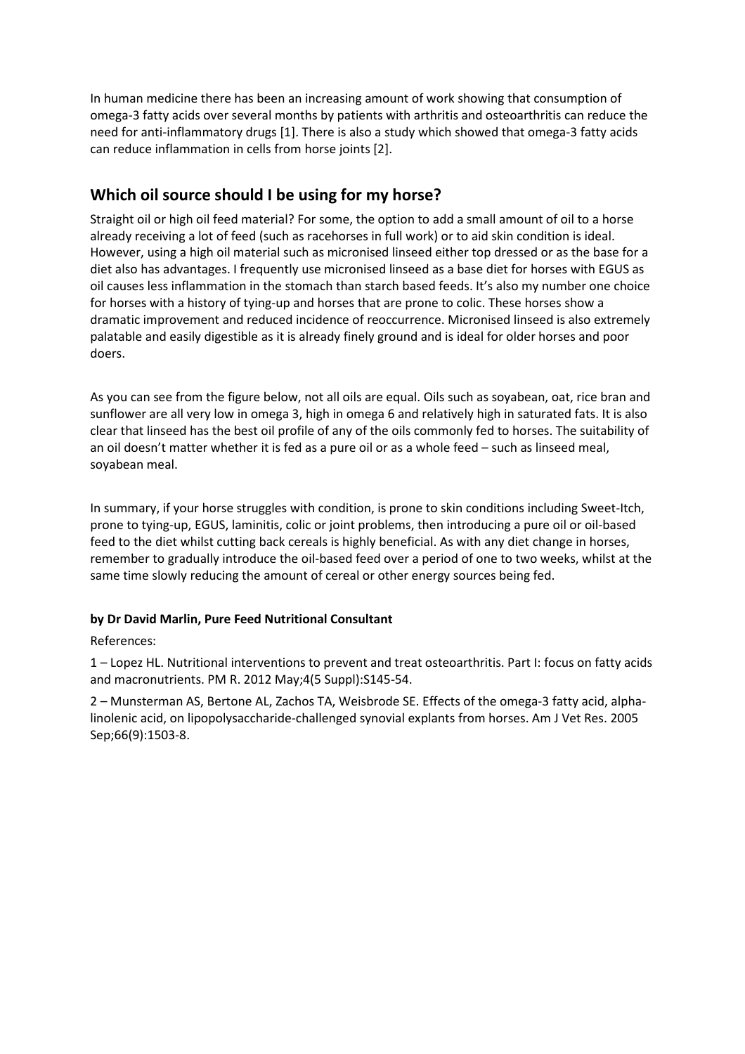In human medicine there has been an increasing amount of work showing that consumption of omega-3 fatty acids over several months by patients with arthritis and osteoarthritis can reduce the need for anti-inflammatory drugs [1]. There is also a study which showed that omega-3 fatty acids can reduce inflammation in cells from horse joints [2].

## Which oil source should I be using for my horse?

Straight oil or high oil feed material? For some, the option to add a small amount of oil to a horse already receiving a lot of feed (such as racehorses in full work) or to aid skin condition is ideal. However, using a high oil material such as micronised linseed either top dressed or as the base for a diet also has advantages. I frequently use micronised linseed as a base diet for horses with EGUS as oil causes less inflammation in the stomach than starch based feeds. It's also my number one choice for horses with a history of tying-up and horses that are prone to colic. These horses show a dramatic improvement and reduced incidence of reoccurrence. Micronised linseed is also extremely palatable and easily digestible as it is already finely ground and is ideal for older horses and poor doers.

As you can see from the figure below, not all oils are equal. Oils such as soyabean, oat, rice bran and sunflower are all very low in omega 3, high in omega 6 and relatively high in saturated fats. It is also clear that linseed has the best oil profile of any of the oils commonly fed to horses. The suitability of an oil doesn't matter whether it is fed as a pure oil or as a whole feed – such as linseed meal, soyabean meal.

In summary, if your horse struggles with condition, is prone to skin conditions including Sweet-Itch, prone to tying-up, EGUS, laminitis, colic or joint problems, then introducing a pure oil or oil-based feed to the diet whilst cutting back cereals is highly beneficial. As with any diet change in horses, remember to gradually introduce the oil-based feed over a period of one to two weeks, whilst at the same time slowly reducing the amount of cereal or other energy sources being fed.

**by Dr David Marlin, Pure Feed Nutritional Consultant**

References:

1 – Lopez HL. Nutritional interventions to prevent and treat osteoarthritis. Part I: focus on fatty acids and macronutrients. PM R. 2012 May;4(5 Suppl):S145-54.

2 – Munsterman AS, Bertone AL, Zachos TA, Weisbrode SE. Effects of the omega-3 fatty acid, alpha-linolenic acid, on lipopolysaccharide-challenged synovial explants from horses. Am J Vet Res. 2005 Sep;66(9):1503-8.